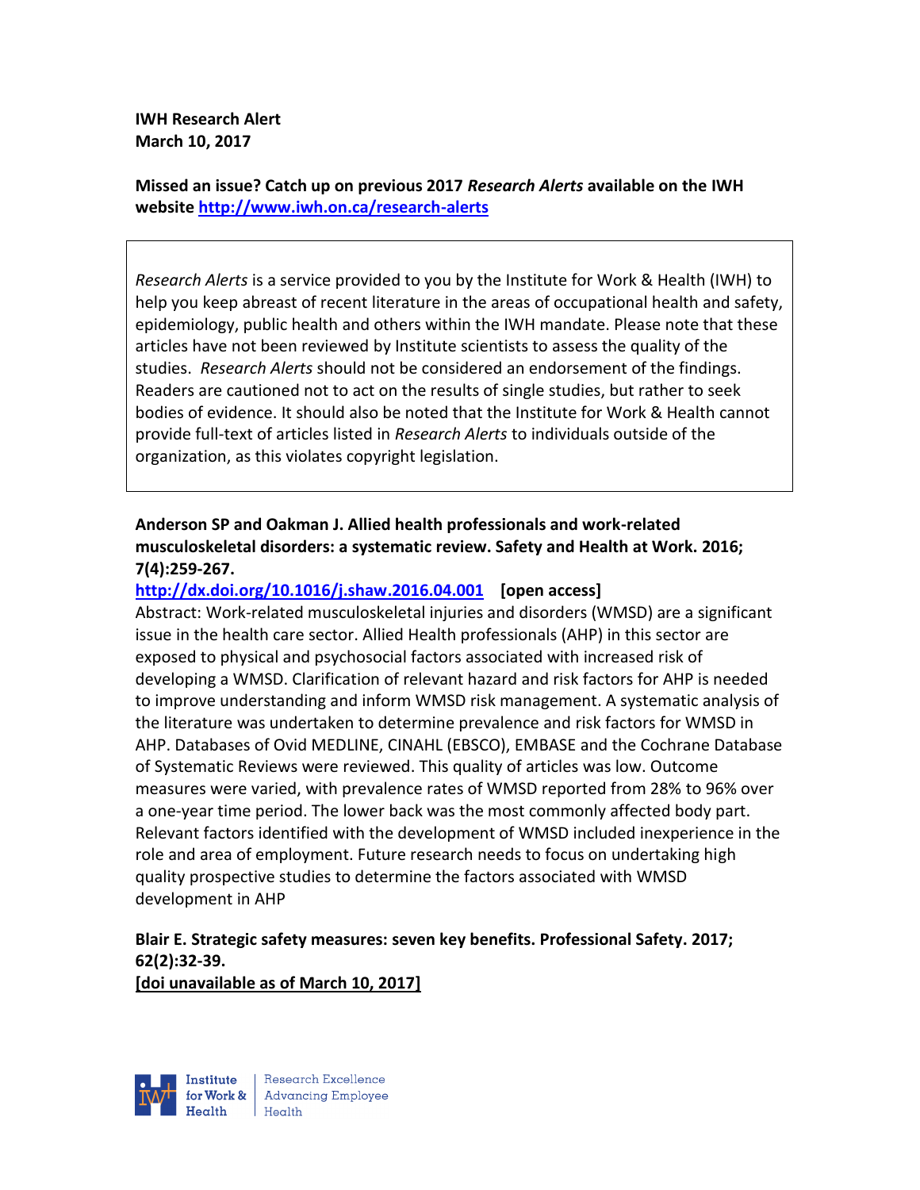**IWH Research Alert**
**March 10, 2017**

**Missed an issue? Catch up on previous 2017 *Research Alerts* available on the IWH website [http://www.iwh.on.ca/research-alerts](http://www.iwh.on.ca/research-alerts)**

> *Research Alerts* is a service provided to you by the Institute for Work & Health (IWH) to help you keep abreast of recent literature in the areas of occupational health and safety, epidemiology, public health and others within the IWH mandate. Please note that these articles have not been reviewed by Institute scientists to assess the quality of the studies. *Research Alerts* should not be considered an endorsement of the findings. Readers are cautioned not to act on the results of single studies, but rather to seek bodies of evidence. It should also be noted that the Institute for Work & Health cannot provide full-text of articles listed in *Research Alerts* to individuals outside of the organization, as this violates copyright legislation.

**Anderson SP and Oakman J. Allied health professionals and work-related musculoskeletal disorders: a systematic review. Safety and Health at Work. 2016; 7(4):259-267.**

[http://dx.doi.org/10.1016/j.shaw.2016.04.001](http://dx.doi.org/10.1016/j.shaw.2016.04.001) **[open access]**

Abstract: Work-related musculoskeletal injuries and disorders (WMSD) are a significant issue in the health care sector. Allied Health professionals (AHP) in this sector are exposed to physical and psychosocial factors associated with increased risk of developing a WMSD. Clarification of relevant hazard and risk factors for AHP is needed to improve understanding and inform WMSD risk management. A systematic analysis of the literature was undertaken to determine prevalence and risk factors for WMSD in AHP. Databases of Ovid MEDLINE, CINAHL (EBSCO), EMBASE and the Cochrane Database of Systematic Reviews were reviewed. This quality of articles was low. Outcome measures were varied, with prevalence rates of WMSD reported from 28% to 96% over a one-year time period. The lower back was the most commonly affected body part. Relevant factors identified with the development of WMSD included inexperience in the role and area of employment. Future research needs to focus on undertaking high quality prospective studies to determine the factors associated with WMSD development in AHP

**Blair E. Strategic safety measures: seven key benefits. Professional Safety. 2017; 62(2):32-39.**
**[doi unavailable as of March 10, 2017]**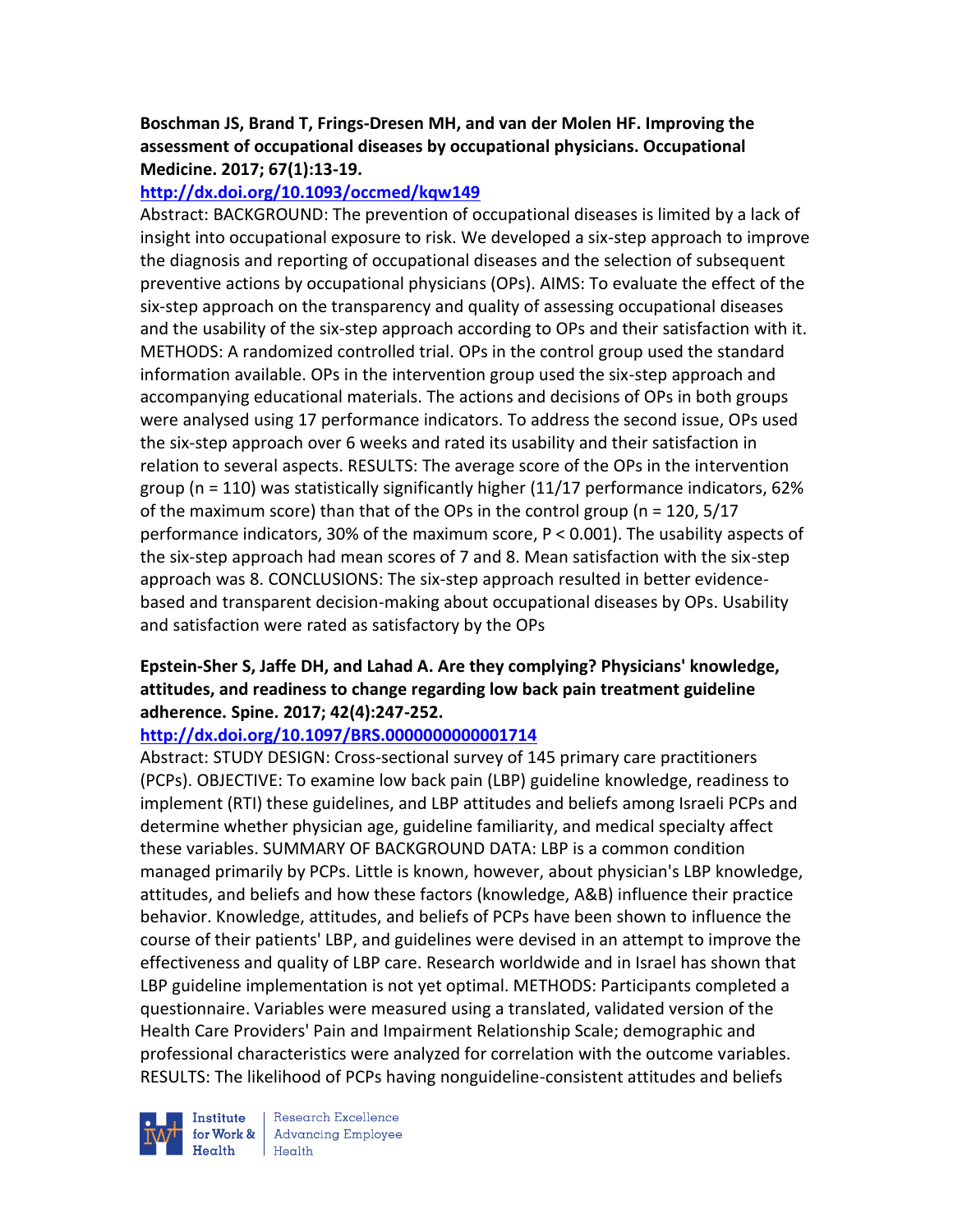**Boschman JS, Brand T, Frings-Dresen MH, and van der Molen HF. Improving the assessment of occupational diseases by occupational physicians. Occupational Medicine. 2017; 67(1):13-19.**

http://dx.doi.org/10.1093/occmed/kqw149

Abstract: BACKGROUND: The prevention of occupational diseases is limited by a lack of insight into occupational exposure to risk. We developed a six-step approach to improve the diagnosis and reporting of occupational diseases and the selection of subsequent preventive actions by occupational physicians (OPs). AIMS: To evaluate the effect of the six-step approach on the transparency and quality of assessing occupational diseases and the usability of the six-step approach according to OPs and their satisfaction with it. METHODS: A randomized controlled trial. OPs in the control group used the standard information available. OPs in the intervention group used the six-step approach and accompanying educational materials. The actions and decisions of OPs in both groups were analysed using 17 performance indicators. To address the second issue, OPs used the six-step approach over 6 weeks and rated its usability and their satisfaction in relation to several aspects. RESULTS: The average score of the OPs in the intervention group (n = 110) was statistically significantly higher (11/17 performance indicators, 62% of the maximum score) than that of the OPs in the control group (n = 120, 5/17 performance indicators, 30% of the maximum score, P < 0.001). The usability aspects of the six-step approach had mean scores of 7 and 8. Mean satisfaction with the six-step approach was 8. CONCLUSIONS: The six-step approach resulted in better evidence-based and transparent decision-making about occupational diseases by OPs. Usability and satisfaction were rated as satisfactory by the OPs

**Epstein-Sher S, Jaffe DH, and Lahad A. Are they complying? Physicians' knowledge, attitudes, and readiness to change regarding low back pain treatment guideline adherence. Spine. 2017; 42(4):247-252.**

http://dx.doi.org/10.1097/BRS.0000000000001714

Abstract: STUDY DESIGN: Cross-sectional survey of 145 primary care practitioners (PCPs). OBJECTIVE: To examine low back pain (LBP) guideline knowledge, readiness to implement (RTI) these guidelines, and LBP attitudes and beliefs among Israeli PCPs and determine whether physician age, guideline familiarity, and medical specialty affect these variables. SUMMARY OF BACKGROUND DATA: LBP is a common condition managed primarily by PCPs. Little is known, however, about physician's LBP knowledge, attitudes, and beliefs and how these factors (knowledge, A&B) influence their practice behavior. Knowledge, attitudes, and beliefs of PCPs have been shown to influence the course of their patients' LBP, and guidelines were devised in an attempt to improve the effectiveness and quality of LBP care. Research worldwide and in Israel has shown that LBP guideline implementation is not yet optimal. METHODS: Participants completed a questionnaire. Variables were measured using a translated, validated version of the Health Care Providers' Pain and Impairment Relationship Scale; demographic and professional characteristics were analyzed for correlation with the outcome variables. RESULTS: The likelihood of PCPs having nonguideline-consistent attitudes and beliefs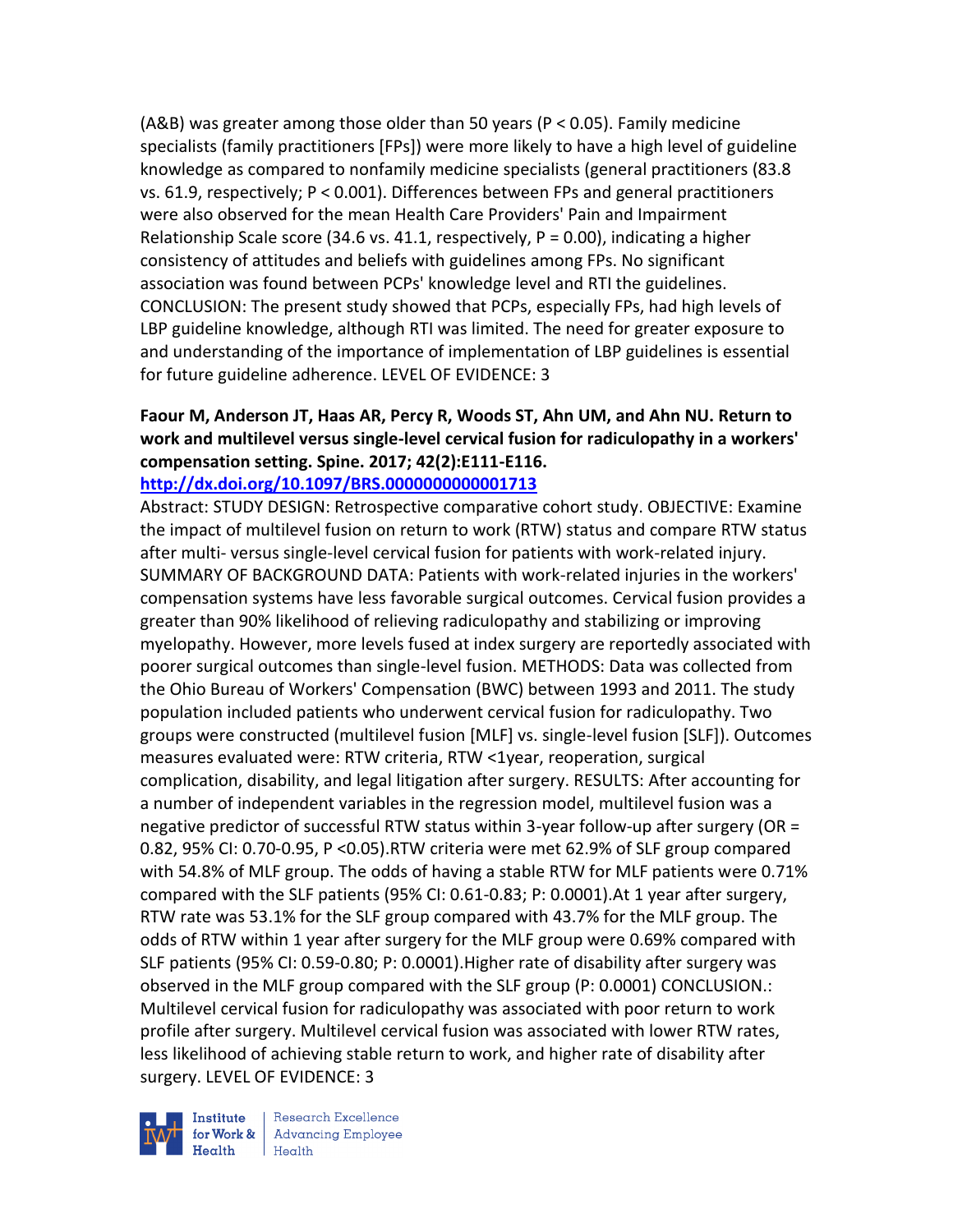(A&B) was greater among those older than 50 years ($P < 0.05$). Family medicine specialists (family practitioners [FPs]) were more likely to have a high level of guideline knowledge as compared to nonfamily medicine specialists (general practitioners (83.8 vs. 61.9, respectively; $P < 0.001$). Differences between FPs and general practitioners were also observed for the mean Health Care Providers' Pain and Impairment Relationship Scale score (34.6 vs. 41.1, respectively, $P = 0.00$), indicating a higher consistency of attitudes and beliefs with guidelines among FPs. No significant association was found between PCPs' knowledge level and RTI the guidelines. CONCLUSION: The present study showed that PCPs, especially FPs, had high levels of LBP guideline knowledge, although RTI was limited. The need for greater exposure to and understanding of the importance of implementation of LBP guidelines is essential for future guideline adherence. LEVEL OF EVIDENCE: 3

**Faour M, Anderson JT, Haas AR, Percy R, Woods ST, Ahn UM, and Ahn NU. Return to work and multilevel versus single-level cervical fusion for radiculopathy in a workers' compensation setting. Spine. 2017; 42(2):E111-E116.**

**http://dx.doi.org/10.1097/BRS.0000000000001713**

Abstract: STUDY DESIGN: Retrospective comparative cohort study. OBJECTIVE: Examine the impact of multilevel fusion on return to work (RTW) status and compare RTW status after multi- versus single-level cervical fusion for patients with work-related injury. SUMMARY OF BACKGROUND DATA: Patients with work-related injuries in the workers' compensation systems have less favorable surgical outcomes. Cervical fusion provides a greater than 90% likelihood of relieving radiculopathy and stabilizing or improving myelopathy. However, more levels fused at index surgery are reportedly associated with poorer surgical outcomes than single-level fusion. METHODS: Data was collected from the Ohio Bureau of Workers' Compensation (BWC) between 1993 and 2011. The study population included patients who underwent cervical fusion for radiculopathy. Two groups were constructed (multilevel fusion [MLF] vs. single-level fusion [SLF]). Outcomes measures evaluated were: RTW criteria, RTW <1year, reoperation, surgical complication, disability, and legal litigation after surgery. RESULTS: After accounting for a number of independent variables in the regression model, multilevel fusion was a negative predictor of successful RTW status within 3-year follow-up after surgery (OR = 0.82, 95% CI: 0.70-0.95, $P < 0.05$).RTW criteria were met 62.9% of SLF group compared with 54.8% of MLF group. The odds of having a stable RTW for MLF patients were 0.71% compared with the SLF patients (95% CI: 0.61-0.83; P: 0.0001).At 1 year after surgery, RTW rate was 53.1% for the SLF group compared with 43.7% for the MLF group. The odds of RTW within 1 year after surgery for the MLF group were 0.69% compared with SLF patients (95% CI: 0.59-0.80; P: 0.0001).Higher rate of disability after surgery was observed in the MLF group compared with the SLF group (P: 0.0001) CONCLUSION.: Multilevel cervical fusion for radiculopathy was associated with poor return to work profile after surgery. Multilevel cervical fusion was associated with lower RTW rates, less likelihood of achieving stable return to work, and higher rate of disability after surgery. LEVEL OF EVIDENCE: 3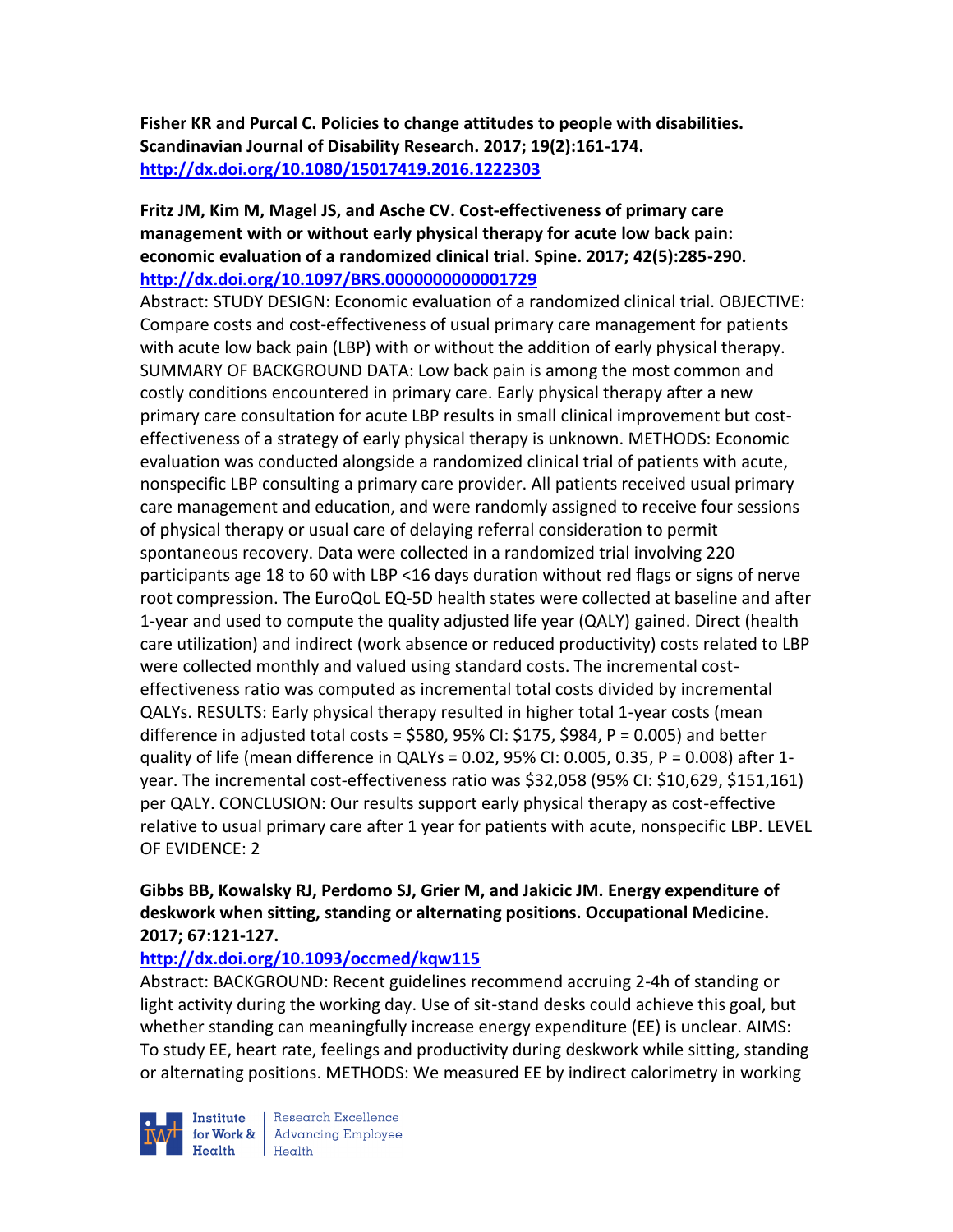**Fisher KR and Purcal C. Policies to change attitudes to people with disabilities. Scandinavian Journal of Disability Research. 2017; 19(2):161-174.**
**http://dx.doi.org/10.1080/15017419.2016.1222303**

**Fritz JM, Kim M, Magel JS, and Asche CV. Cost-effectiveness of primary care management with or without early physical therapy for acute low back pain: economic evaluation of a randomized clinical trial. Spine. 2017; 42(5):285-290.**
**http://dx.doi.org/10.1097/BRS.0000000000001729**

Abstract: STUDY DESIGN: Economic evaluation of a randomized clinical trial. OBJECTIVE: Compare costs and cost-effectiveness of usual primary care management for patients with acute low back pain (LBP) with or without the addition of early physical therapy. SUMMARY OF BACKGROUND DATA: Low back pain is among the most common and costly conditions encountered in primary care. Early physical therapy after a new primary care consultation for acute LBP results in small clinical improvement but cost-effectiveness of a strategy of early physical therapy is unknown. METHODS: Economic evaluation was conducted alongside a randomized clinical trial of patients with acute, nonspecific LBP consulting a primary care provider. All patients received usual primary care management and education, and were randomly assigned to receive four sessions of physical therapy or usual care of delaying referral consideration to permit spontaneous recovery. Data were collected in a randomized trial involving 220 participants age 18 to 60 with LBP <16 days duration without red flags or signs of nerve root compression. The EuroQoL EQ-5D health states were collected at baseline and after 1-year and used to compute the quality adjusted life year (QALY) gained. Direct (health care utilization) and indirect (work absence or reduced productivity) costs related to LBP were collected monthly and valued using standard costs. The incremental cost-effectiveness ratio was computed as incremental total costs divided by incremental QALYs. RESULTS: Early physical therapy resulted in higher total 1-year costs (mean difference in adjusted total costs = $580, 95% CI: $175, $984, P = 0.005) and better quality of life (mean difference in QALYs = 0.02, 95% CI: 0.005, 0.35, P = 0.008) after 1-year. The incremental cost-effectiveness ratio was $32,058 (95% CI: $10,629, $151,161) per QALY. CONCLUSION: Our results support early physical therapy as cost-effective relative to usual primary care after 1 year for patients with acute, nonspecific LBP. LEVEL OF EVIDENCE: 2

**Gibbs BB, Kowalsky RJ, Perdomo SJ, Grier M, and Jakicic JM. Energy expenditure of deskwork when sitting, standing or alternating positions. Occupational Medicine. 2017; 67:121-127.**
**http://dx.doi.org/10.1093/occmed/kqw115**

Abstract: BACKGROUND: Recent guidelines recommend accruing 2-4h of standing or light activity during the working day. Use of sit-stand desks could achieve this goal, but whether standing can meaningfully increase energy expenditure (EE) is unclear. AIMS: To study EE, heart rate, feelings and productivity during deskwork while sitting, standing or alternating positions. METHODS: We measured EE by indirect calorimetry in working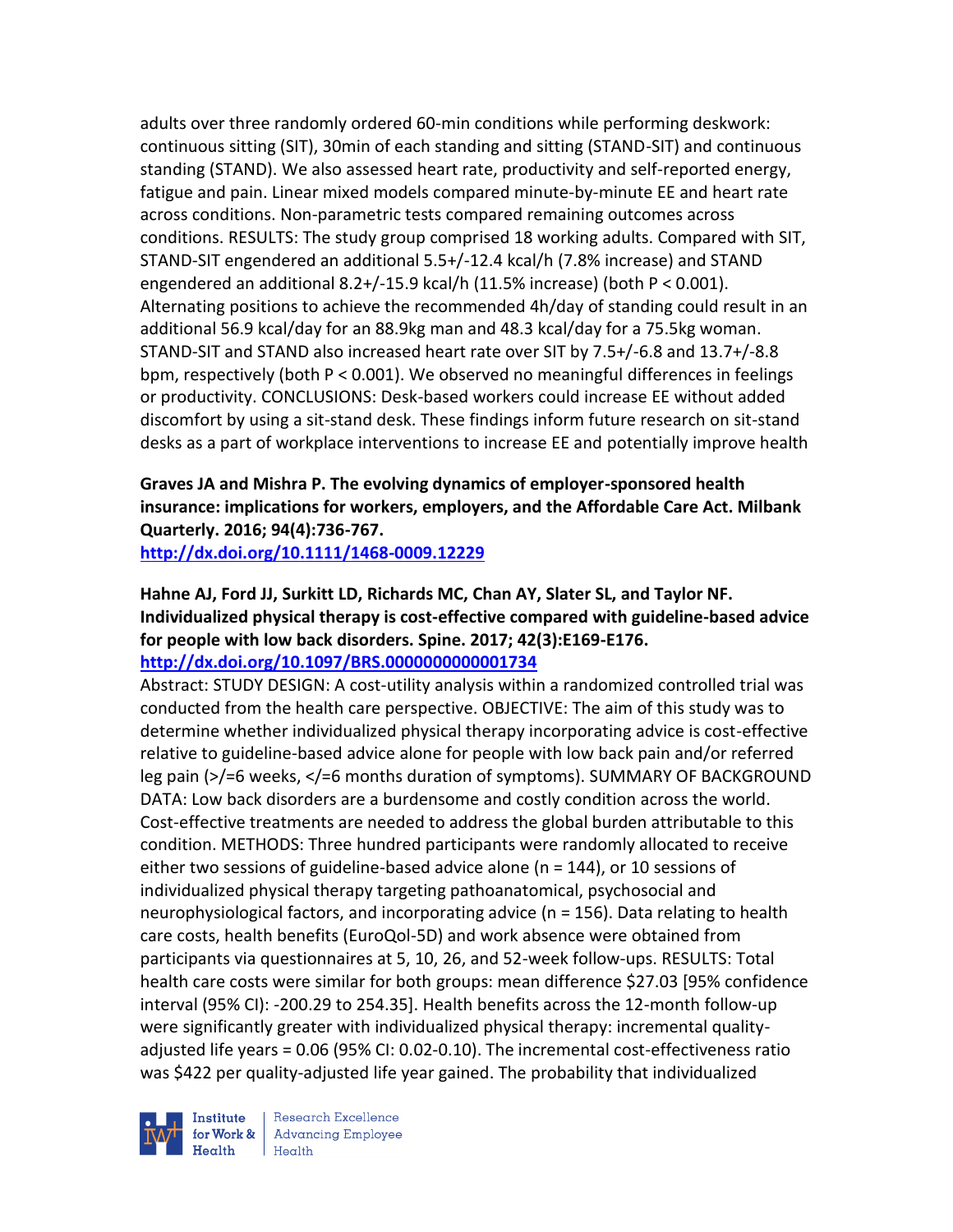adults over three randomly ordered 60-min conditions while performing deskwork: continuous sitting (SIT), 30min of each standing and sitting (STAND-SIT) and continuous standing (STAND). We also assessed heart rate, productivity and self-reported energy, fatigue and pain. Linear mixed models compared minute-by-minute EE and heart rate across conditions. Non-parametric tests compared remaining outcomes across conditions. RESULTS: The study group comprised 18 working adults. Compared with SIT, STAND-SIT engendered an additional 5.5+/-12.4 kcal/h (7.8% increase) and STAND engendered an additional 8.2+/-15.9 kcal/h (11.5% increase) (both P < 0.001). Alternating positions to achieve the recommended 4h/day of standing could result in an additional 56.9 kcal/day for an 88.9kg man and 48.3 kcal/day for a 75.5kg woman. STAND-SIT and STAND also increased heart rate over SIT by 7.5+/-6.8 and 13.7+/-8.8 bpm, respectively (both P < 0.001). We observed no meaningful differences in feelings or productivity. CONCLUSIONS: Desk-based workers could increase EE without added discomfort by using a sit-stand desk. These findings inform future research on sit-stand desks as a part of workplace interventions to increase EE and potentially improve health

**Graves JA and Mishra P. The evolving dynamics of employer-sponsored health insurance: implications for workers, employers, and the Affordable Care Act. Milbank Quarterly. 2016; 94(4):736-767.**
http://dx.doi.org/10.1111/1468-0009.12229

**Hahne AJ, Ford JJ, Surkitt LD, Richards MC, Chan AY, Slater SL, and Taylor NF. Individualized physical therapy is cost-effective compared with guideline-based advice for people with low back disorders. Spine. 2017; 42(3):E169-E176.**
http://dx.doi.org/10.1097/BRS.0000000000001734

Abstract: STUDY DESIGN: A cost-utility analysis within a randomized controlled trial was conducted from the health care perspective. OBJECTIVE: The aim of this study was to determine whether individualized physical therapy incorporating advice is cost-effective relative to guideline-based advice alone for people with low back pain and/or referred leg pain (>/=6 weeks, </=6 months duration of symptoms). SUMMARY OF BACKGROUND DATA: Low back disorders are a burdensome and costly condition across the world. Cost-effective treatments are needed to address the global burden attributable to this condition. METHODS: Three hundred participants were randomly allocated to receive either two sessions of guideline-based advice alone (n = 144), or 10 sessions of individualized physical therapy targeting pathoanatomical, psychosocial and neurophysiological factors, and incorporating advice (n = 156). Data relating to health care costs, health benefits (EuroQol-5D) and work absence were obtained from participants via questionnaires at 5, 10, 26, and 52-week follow-ups. RESULTS: Total health care costs were similar for both groups: mean difference $27.03 [95% confidence interval (95% CI): -200.29 to 254.35]. Health benefits across the 12-month follow-up were significantly greater with individualized physical therapy: incremental quality-adjusted life years = 0.06 (95% CI: 0.02-0.10). The incremental cost-effectiveness ratio was $422 per quality-adjusted life year gained. The probability that individualized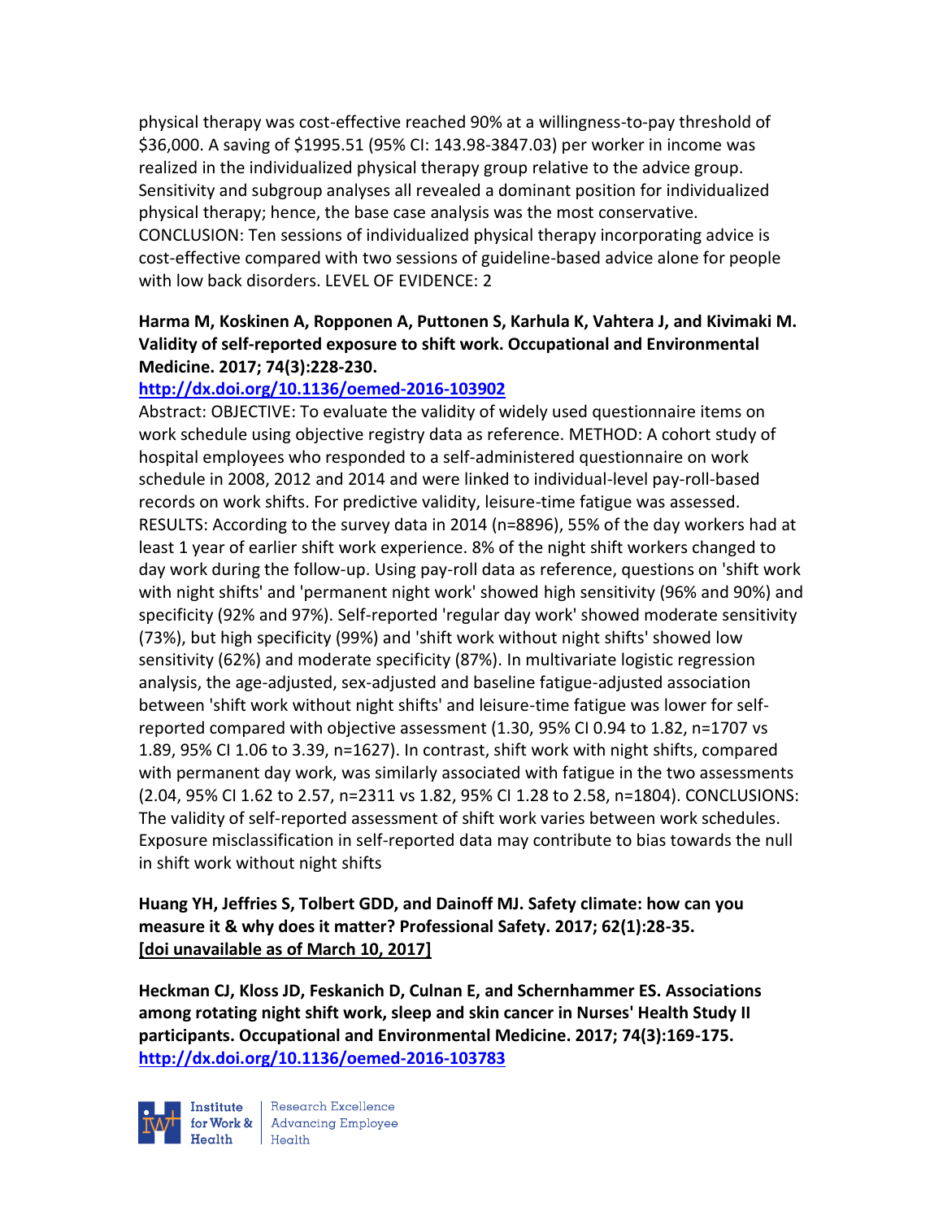physical therapy was cost-effective reached 90% at a willingness-to-pay threshold of $36,000. A saving of $1995.51 (95% CI: 143.98-3847.03) per worker in income was realized in the individualized physical therapy group relative to the advice group. Sensitivity and subgroup analyses all revealed a dominant position for individualized physical therapy; hence, the base case analysis was the most conservative. CONCLUSION: Ten sessions of individualized physical therapy incorporating advice is cost-effective compared with two sessions of guideline-based advice alone for people with low back disorders. LEVEL OF EVIDENCE: 2

**Harma M, Koskinen A, Ropponen A, Puttonen S, Karhula K, Vahtera J, and Kivimaki M. Validity of self-reported exposure to shift work. Occupational and Environmental Medicine. 2017; 74(3):228-230.**
**http://dx.doi.org/10.1136/oemed-2016-103902**

Abstract: OBJECTIVE: To evaluate the validity of widely used questionnaire items on work schedule using objective registry data as reference. METHOD: A cohort study of hospital employees who responded to a self-administered questionnaire on work schedule in 2008, 2012 and 2014 and were linked to individual-level pay-roll-based records on work shifts. For predictive validity, leisure-time fatigue was assessed. RESULTS: According to the survey data in 2014 (n=8896), 55% of the day workers had at least 1 year of earlier shift work experience. 8% of the night shift workers changed to day work during the follow-up. Using pay-roll data as reference, questions on 'shift work with night shifts' and 'permanent night work' showed high sensitivity (96% and 90%) and specificity (92% and 97%). Self-reported 'regular day work' showed moderate sensitivity (73%), but high specificity (99%) and 'shift work without night shifts' showed low sensitivity (62%) and moderate specificity (87%). In multivariate logistic regression analysis, the age-adjusted, sex-adjusted and baseline fatigue-adjusted association between 'shift work without night shifts' and leisure-time fatigue was lower for self-reported compared with objective assessment (1.30, 95% CI 0.94 to 1.82, n=1707 vs 1.89, 95% CI 1.06 to 3.39, n=1627). In contrast, shift work with night shifts, compared with permanent day work, was similarly associated with fatigue in the two assessments (2.04, 95% CI 1.62 to 2.57, n=2311 vs 1.82, 95% CI 1.28 to 2.58, n=1804). CONCLUSIONS: The validity of self-reported assessment of shift work varies between work schedules. Exposure misclassification in self-reported data may contribute to bias towards the null in shift work without night shifts

**Huang YH, Jeffries S, Tolbert GDD, and Dainoff MJ. Safety climate: how can you measure it & why does it matter? Professional Safety. 2017; 62(1):28-35.**
**[doi unavailable as of March 10, 2017]**

**Heckman CJ, Kloss JD, Feskanich D, Culnan E, and Schernhammer ES. Associations among rotating night shift work, sleep and skin cancer in Nurses' Health Study II participants. Occupational and Environmental Medicine. 2017; 74(3):169-175.**
**http://dx.doi.org/10.1136/oemed-2016-103783**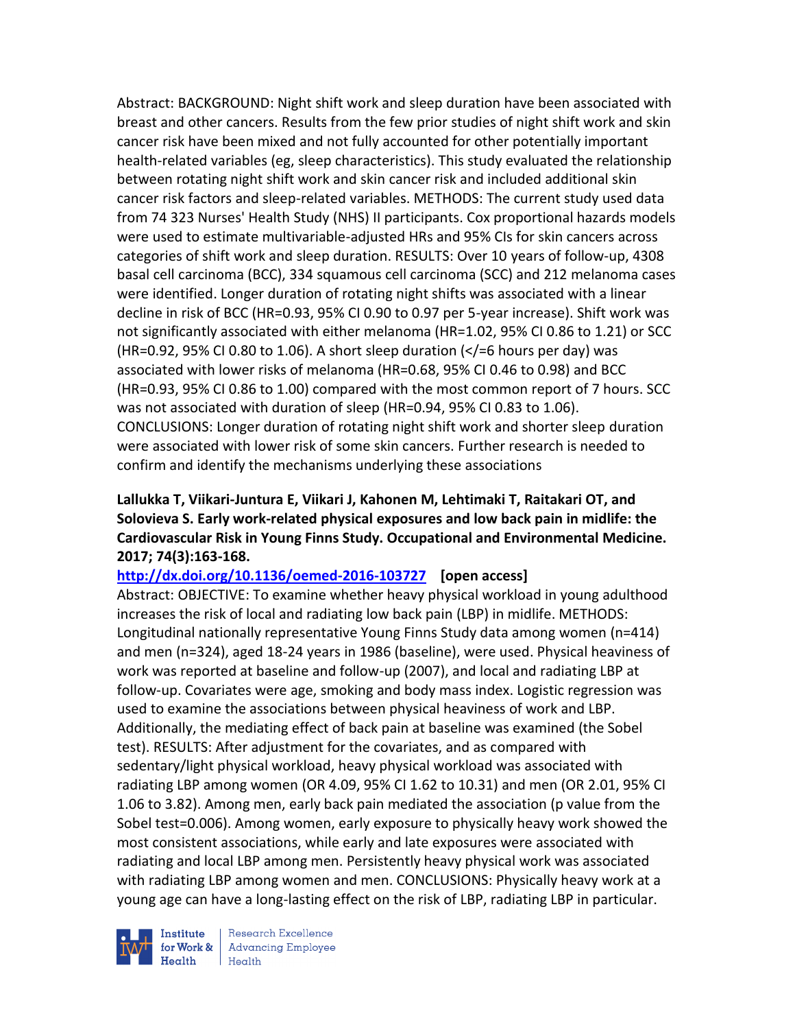Abstract: BACKGROUND: Night shift work and sleep duration have been associated with breast and other cancers. Results from the few prior studies of night shift work and skin cancer risk have been mixed and not fully accounted for other potentially important health-related variables (eg, sleep characteristics). This study evaluated the relationship between rotating night shift work and skin cancer risk and included additional skin cancer risk factors and sleep-related variables. METHODS: The current study used data from 74 323 Nurses' Health Study (NHS) II participants. Cox proportional hazards models were used to estimate multivariable-adjusted HRs and 95% CIs for skin cancers across categories of shift work and sleep duration. RESULTS: Over 10 years of follow-up, 4308 basal cell carcinoma (BCC), 334 squamous cell carcinoma (SCC) and 212 melanoma cases were identified. Longer duration of rotating night shifts was associated with a linear decline in risk of BCC (HR=0.93, 95% CI 0.90 to 0.97 per 5-year increase). Shift work was not significantly associated with either melanoma (HR=1.02, 95% CI 0.86 to 1.21) or SCC (HR=0.92, 95% CI 0.80 to 1.06). A short sleep duration (</=6 hours per day) was associated with lower risks of melanoma (HR=0.68, 95% CI 0.46 to 0.98) and BCC (HR=0.93, 95% CI 0.86 to 1.00) compared with the most common report of 7 hours. SCC was not associated with duration of sleep (HR=0.94, 95% CI 0.83 to 1.06). CONCLUSIONS: Longer duration of rotating night shift work and shorter sleep duration were associated with lower risk of some skin cancers. Further research is needed to confirm and identify the mechanisms underlying these associations

**Lallukka T, Viikari-Juntura E, Viikari J, Kahonen M, Lehtimaki T, Raitakari OT, and Solovieva S. Early work-related physical exposures and low back pain in midlife: the Cardiovascular Risk in Young Finns Study. Occupational and Environmental Medicine. 2017; 74(3):163-168.**

**http://dx.doi.org/10.1136/oemed-2016-103727 [open access]**

Abstract: OBJECTIVE: To examine whether heavy physical workload in young adulthood increases the risk of local and radiating low back pain (LBP) in midlife. METHODS: Longitudinal nationally representative Young Finns Study data among women (n=414) and men (n=324), aged 18-24 years in 1986 (baseline), were used. Physical heaviness of work was reported at baseline and follow-up (2007), and local and radiating LBP at follow-up. Covariates were age, smoking and body mass index. Logistic regression was used to examine the associations between physical heaviness of work and LBP. Additionally, the mediating effect of back pain at baseline was examined (the Sobel test). RESULTS: After adjustment for the covariates, and as compared with sedentary/light physical workload, heavy physical workload was associated with radiating LBP among women (OR 4.09, 95% CI 1.62 to 10.31) and men (OR 2.01, 95% CI 1.06 to 3.82). Among men, early back pain mediated the association (p value from the Sobel test=0.006). Among women, early exposure to physically heavy work showed the most consistent associations, while early and late exposures were associated with radiating and local LBP among men. Persistently heavy physical work was associated with radiating LBP among women and men. CONCLUSIONS: Physically heavy work at a young age can have a long-lasting effect on the risk of LBP, radiating LBP in particular.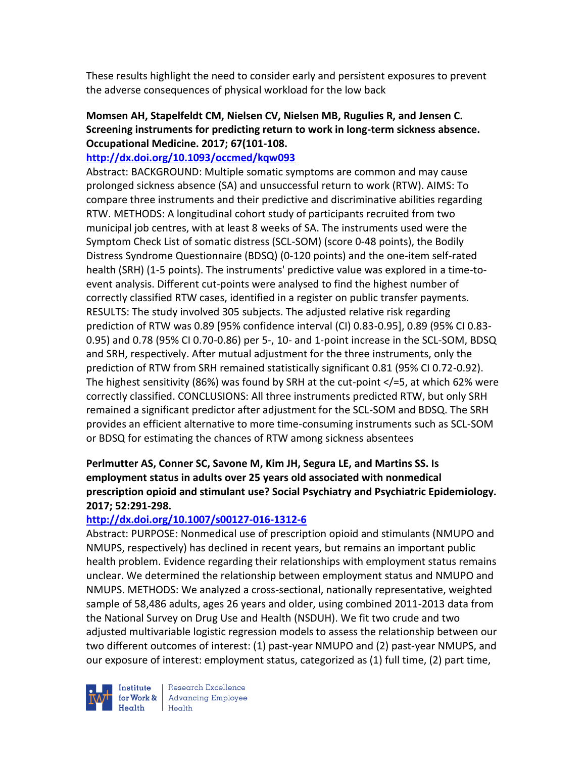These results highlight the need to consider early and persistent exposures to prevent the adverse consequences of physical workload for the low back

**Momsen AH, Stapelfeldt CM, Nielsen CV, Nielsen MB, Rugulies R, and Jensen C. Screening instruments for predicting return to work in long-term sickness absence. Occupational Medicine. 2017; 67(101-108.**

**http://dx.doi.org/10.1093/occmed/kqw093**

Abstract: BACKGROUND: Multiple somatic symptoms are common and may cause prolonged sickness absence (SA) and unsuccessful return to work (RTW). AIMS: To compare three instruments and their predictive and discriminative abilities regarding RTW. METHODS: A longitudinal cohort study of participants recruited from two municipal job centres, with at least 8 weeks of SA. The instruments used were the Symptom Check List of somatic distress (SCL-SOM) (score 0-48 points), the Bodily Distress Syndrome Questionnaire (BDSQ) (0-120 points) and the one-item self-rated health (SRH) (1-5 points). The instruments' predictive value was explored in a time-to-event analysis. Different cut-points were analysed to find the highest number of correctly classified RTW cases, identified in a register on public transfer payments. RESULTS: The study involved 305 subjects. The adjusted relative risk regarding prediction of RTW was 0.89 [95% confidence interval (CI) 0.83-0.95], 0.89 (95% CI 0.83-0.95) and 0.78 (95% CI 0.70-0.86) per 5-, 10- and 1-point increase in the SCL-SOM, BDSQ and SRH, respectively. After mutual adjustment for the three instruments, only the prediction of RTW from SRH remained statistically significant 0.81 (95% CI 0.72-0.92). The highest sensitivity (86%) was found by SRH at the cut-point </=5, at which 62% were correctly classified. CONCLUSIONS: All three instruments predicted RTW, but only SRH remained a significant predictor after adjustment for the SCL-SOM and BDSQ. The SRH provides an efficient alternative to more time-consuming instruments such as SCL-SOM or BDSQ for estimating the chances of RTW among sickness absentees

**Perlmutter AS, Conner SC, Savone M, Kim JH, Segura LE, and Martins SS. Is employment status in adults over 25 years old associated with nonmedical prescription opioid and stimulant use? Social Psychiatry and Psychiatric Epidemiology. 2017; 52:291-298.**

**http://dx.doi.org/10.1007/s00127-016-1312-6**

Abstract: PURPOSE: Nonmedical use of prescription opioid and stimulants (NMUPO and NMUPS, respectively) has declined in recent years, but remains an important public health problem. Evidence regarding their relationships with employment status remains unclear. We determined the relationship between employment status and NMUPO and NMUPS. METHODS: We analyzed a cross-sectional, nationally representative, weighted sample of 58,486 adults, ages 26 years and older, using combined 2011-2013 data from the National Survey on Drug Use and Health (NSDUH). We fit two crude and two adjusted multivariable logistic regression models to assess the relationship between our two different outcomes of interest: (1) past-year NMUPO and (2) past-year NMUPS, and our exposure of interest: employment status, categorized as (1) full time, (2) part time,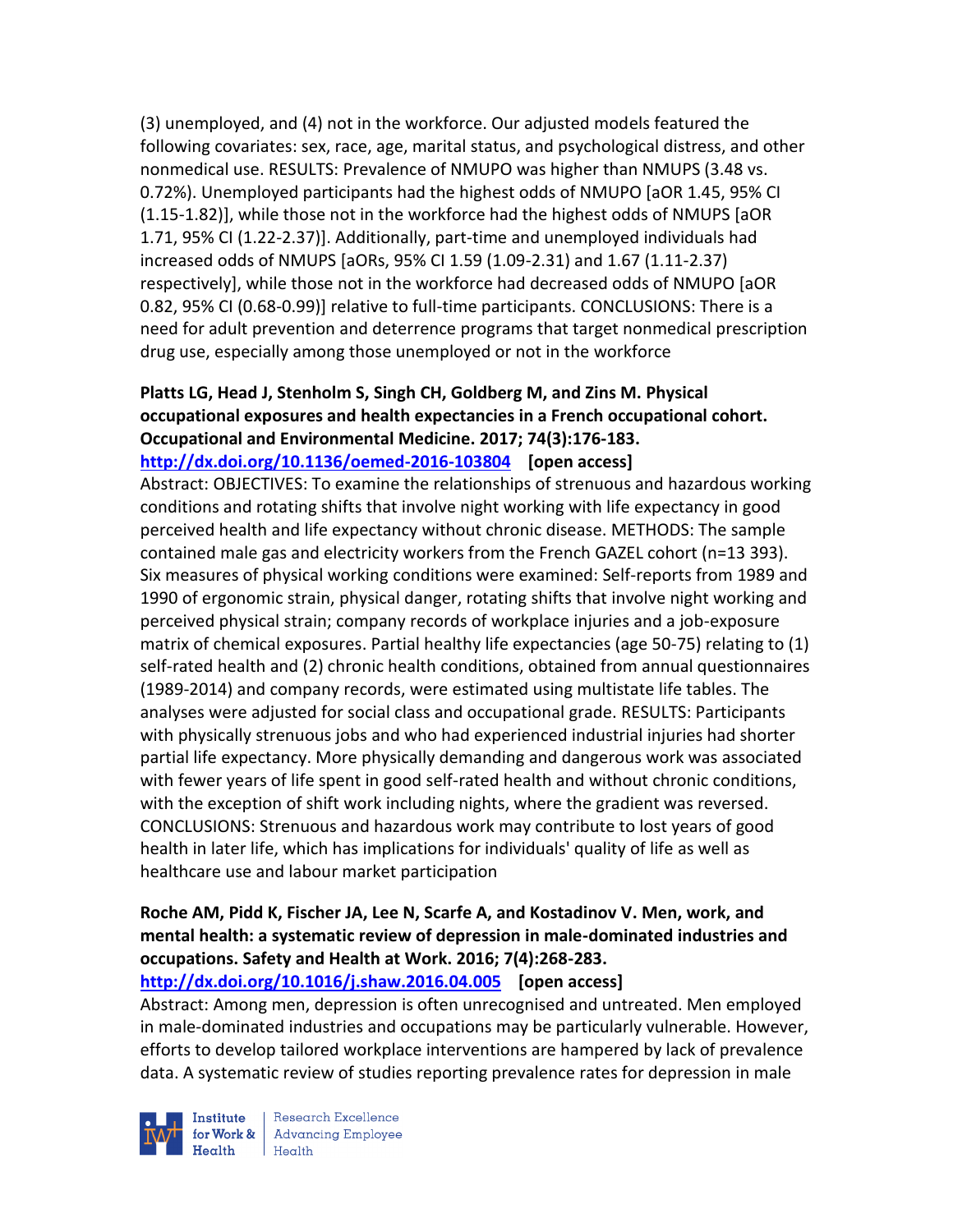(3) unemployed, and (4) not in the workforce. Our adjusted models featured the following covariates: sex, race, age, marital status, and psychological distress, and other nonmedical use. RESULTS: Prevalence of NMUPO was higher than NMUPS (3.48 vs. 0.72%). Unemployed participants had the highest odds of NMUPO [aOR 1.45, 95% CI (1.15-1.82)], while those not in the workforce had the highest odds of NMUPS [aOR 1.71, 95% CI (1.22-2.37)]. Additionally, part-time and unemployed individuals had increased odds of NMUPS [aORs, 95% CI 1.59 (1.09-2.31) and 1.67 (1.11-2.37) respectively], while those not in the workforce had decreased odds of NMUPO [aOR 0.82, 95% CI (0.68-0.99)] relative to full-time participants. CONCLUSIONS: There is a need for adult prevention and deterrence programs that target nonmedical prescription drug use, especially among those unemployed or not in the workforce

**Platts LG, Head J, Stenholm S, Singh CH, Goldberg M, and Zins M. Physical occupational exposures and health expectancies in a French occupational cohort. Occupational and Environmental Medicine. 2017; 74(3):176-183.**
**http://dx.doi.org/10.1136/oemed-2016-103804 [open access]**
Abstract: OBJECTIVES: To examine the relationships of strenuous and hazardous working conditions and rotating shifts that involve night working with life expectancy in good perceived health and life expectancy without chronic disease. METHODS: The sample contained male gas and electricity workers from the French GAZEL cohort (n=13 393). Six measures of physical working conditions were examined: Self-reports from 1989 and 1990 of ergonomic strain, physical danger, rotating shifts that involve night working and perceived physical strain; company records of workplace injuries and a job-exposure matrix of chemical exposures. Partial healthy life expectancies (age 50-75) relating to (1) self-rated health and (2) chronic health conditions, obtained from annual questionnaires (1989-2014) and company records, were estimated using multistate life tables. The analyses were adjusted for social class and occupational grade. RESULTS: Participants with physically strenuous jobs and who had experienced industrial injuries had shorter partial life expectancy. More physically demanding and dangerous work was associated with fewer years of life spent in good self-rated health and without chronic conditions, with the exception of shift work including nights, where the gradient was reversed. CONCLUSIONS: Strenuous and hazardous work may contribute to lost years of good health in later life, which has implications for individuals' quality of life as well as healthcare use and labour market participation

**Roche AM, Pidd K, Fischer JA, Lee N, Scarfe A, and Kostadinov V. Men, work, and mental health: a systematic review of depression in male-dominated industries and occupations. Safety and Health at Work. 2016; 7(4):268-283.**
**http://dx.doi.org/10.1016/j.shaw.2016.04.005 [open access]**
Abstract: Among men, depression is often unrecognised and untreated. Men employed in male-dominated industries and occupations may be particularly vulnerable. However, efforts to develop tailored workplace interventions are hampered by lack of prevalence data. A systematic review of studies reporting prevalence rates for depression in male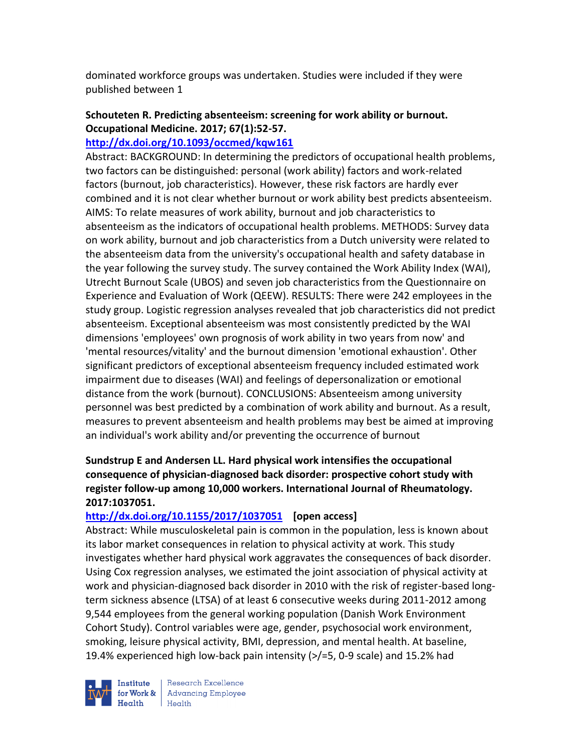dominated workforce groups was undertaken. Studies were included if they were published between 1

**Schouteten R. Predicting absenteeism: screening for work ability or burnout. Occupational Medicine. 2017; 67(1):52-57.**
**http://dx.doi.org/10.1093/occmed/kqw161**
Abstract: BACKGROUND: In determining the predictors of occupational health problems, two factors can be distinguished: personal (work ability) factors and work-related factors (burnout, job characteristics). However, these risk factors are hardly ever combined and it is not clear whether burnout or work ability best predicts absenteeism. AIMS: To relate measures of work ability, burnout and job characteristics to absenteeism as the indicators of occupational health problems. METHODS: Survey data on work ability, burnout and job characteristics from a Dutch university were related to the absenteeism data from the university's occupational health and safety database in the year following the survey study. The survey contained the Work Ability Index (WAI), Utrecht Burnout Scale (UBOS) and seven job characteristics from the Questionnaire on Experience and Evaluation of Work (QEEW). RESULTS: There were 242 employees in the study group. Logistic regression analyses revealed that job characteristics did not predict absenteeism. Exceptional absenteeism was most consistently predicted by the WAI dimensions 'employees' own prognosis of work ability in two years from now' and 'mental resources/vitality' and the burnout dimension 'emotional exhaustion'. Other significant predictors of exceptional absenteeism frequency included estimated work impairment due to diseases (WAI) and feelings of depersonalization or emotional distance from the work (burnout). CONCLUSIONS: Absenteeism among university personnel was best predicted by a combination of work ability and burnout. As a result, measures to prevent absenteeism and health problems may best be aimed at improving an individual's work ability and/or preventing the occurrence of burnout

**Sundstrup E and Andersen LL. Hard physical work intensifies the occupational consequence of physician-diagnosed back disorder: prospective cohort study with register follow-up among 10,000 workers. International Journal of Rheumatology. 2017:1037051.**
**http://dx.doi.org/10.1155/2017/1037051 [open access]**
Abstract: While musculoskeletal pain is common in the population, less is known about its labor market consequences in relation to physical activity at work. This study investigates whether hard physical work aggravates the consequences of back disorder. Using Cox regression analyses, we estimated the joint association of physical activity at work and physician-diagnosed back disorder in 2010 with the risk of register-based long-term sickness absence (LTSA) of at least 6 consecutive weeks during 2011-2012 among 9,544 employees from the general working population (Danish Work Environment Cohort Study). Control variables were age, gender, psychosocial work environment, smoking, leisure physical activity, BMI, depression, and mental health. At baseline, 19.4% experienced high low-back pain intensity (>/=5, 0-9 scale) and 15.2% had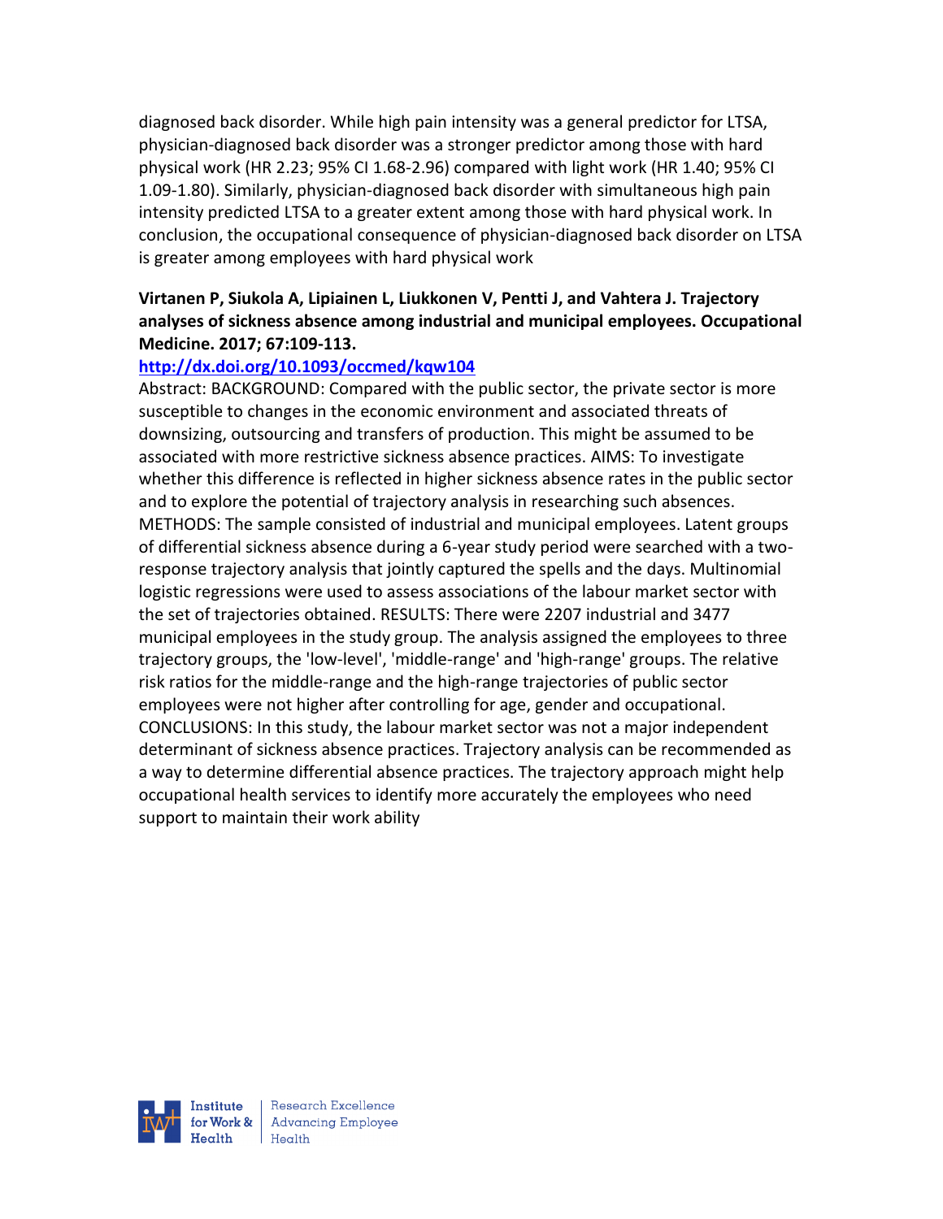diagnosed back disorder. While high pain intensity was a general predictor for LTSA, physician-diagnosed back disorder was a stronger predictor among those with hard physical work (HR 2.23; 95% CI 1.68-2.96) compared with light work (HR 1.40; 95% CI 1.09-1.80). Similarly, physician-diagnosed back disorder with simultaneous high pain intensity predicted LTSA to a greater extent among those with hard physical work. In conclusion, the occupational consequence of physician-diagnosed back disorder on LTSA is greater among employees with hard physical work

**Virtanen P, Siukola A, Lipiainen L, Liukkonen V, Pentti J, and Vahtera J. Trajectory analyses of sickness absence among industrial and municipal employees. Occupational Medicine. 2017; 67:109-113.**

**http://dx.doi.org/10.1093/occmed/kqw104**

Abstract: BACKGROUND: Compared with the public sector, the private sector is more susceptible to changes in the economic environment and associated threats of downsizing, outsourcing and transfers of production. This might be assumed to be associated with more restrictive sickness absence practices. AIMS: To investigate whether this difference is reflected in higher sickness absence rates in the public sector and to explore the potential of trajectory analysis in researching such absences. METHODS: The sample consisted of industrial and municipal employees. Latent groups of differential sickness absence during a 6-year study period were searched with a two-response trajectory analysis that jointly captured the spells and the days. Multinomial logistic regressions were used to assess associations of the labour market sector with the set of trajectories obtained. RESULTS: There were 2207 industrial and 3477 municipal employees in the study group. The analysis assigned the employees to three trajectory groups, the 'low-level', 'middle-range' and 'high-range' groups. The relative risk ratios for the middle-range and the high-range trajectories of public sector employees were not higher after controlling for age, gender and occupational. CONCLUSIONS: In this study, the labour market sector was not a major independent determinant of sickness absence practices. Trajectory analysis can be recommended as a way to determine differential absence practices. The trajectory approach might help occupational health services to identify more accurately the employees who need support to maintain their work ability